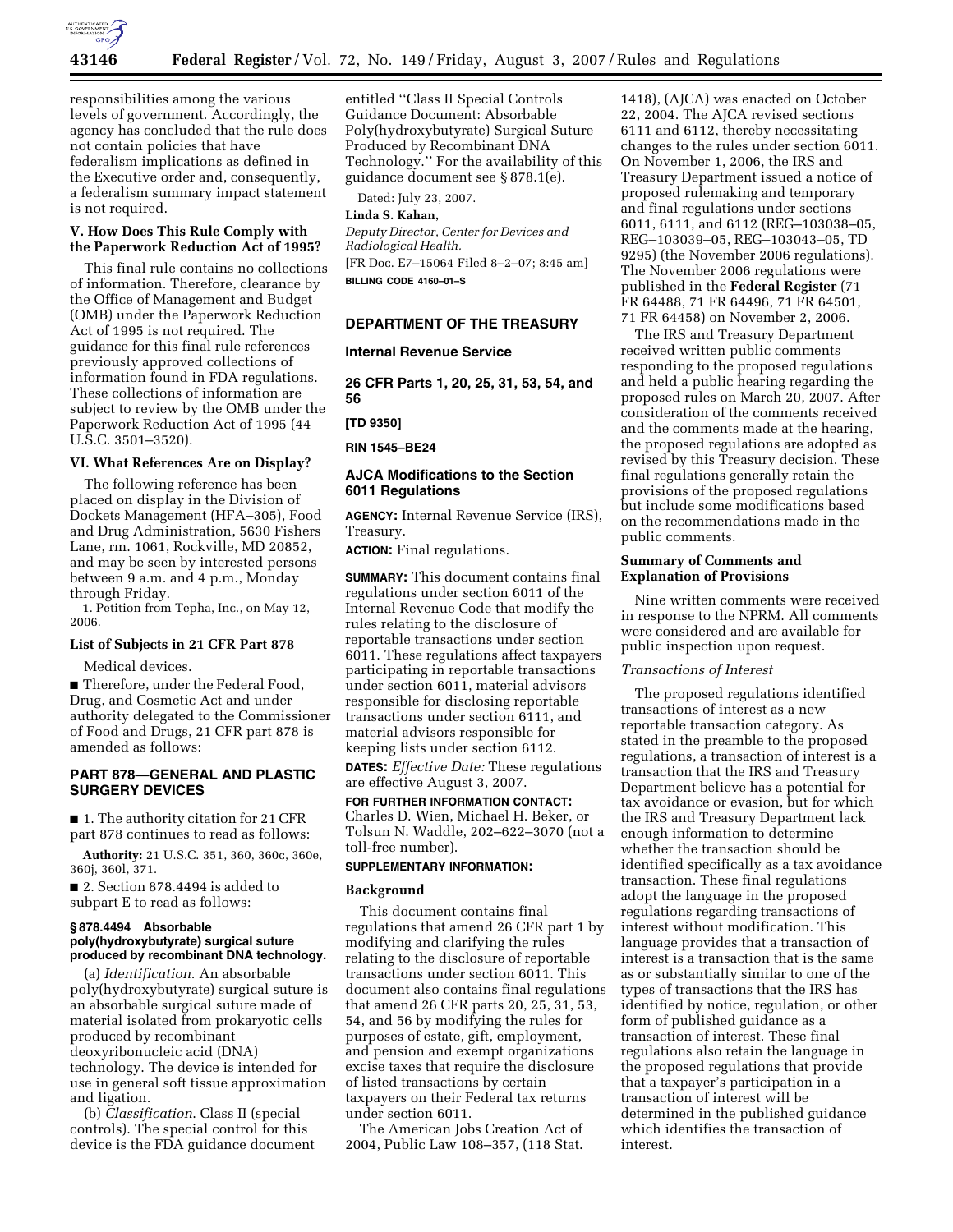responsibilities among the various levels of government. Accordingly, the agency has concluded that the rule does not contain policies that have federalism implications as defined in the Executive order and, consequently, a federalism summary impact statement is not required.

### V. How Does This Rule Comply with the Paperwork Reduction Act of 1995?

This final rule contains no collections of information. Therefore, clearance by the Office of Management and Budget (OMB) under the Paperwork Reduction Act of 1995 is not required. The guidance for this final rule references previously approved collections of information found in FDA regulations. These collections of information are subject to review by the OMB under the Paperwork Reduction Act of 1995 (44 U.S.C. 3501–3520).

### VI. What References Are on Display?

The following reference has been placed on display in the Division of Dockets Management (HFA–305), Food and Drug Administration, 5630 Fishers Lane, rm. 1061, Rockville, MD 20852, and may be seen by interested persons between 9 a.m. and 4 p.m., Monday through Friday.

1. Petition from Tepha, Inc., on May 12, 2006.

### List of Subjects in 21 CFR Part 878

Medical devices.

■ Therefore, under the Federal Food, Drug, and Cosmetic Act and under authority delegated to the Commissioner of Food and Drugs, 21 CFR part 878 is amended as follows:

## PART 878—GENERAL AND PLASTIC SURGERY DEVICES

■ 1. The authority citation for 21 CFR part 878 continues to read as follows:

**Authority:** 21 U.S.C. 351, 360, 360c, 360e, 360j, 360l, 371.

■ 2. Section 878.4494 is added to subpart E to read as follows:

### § 878.4494 Absorbable poly(hydroxybutyrate) surgical suture produced by recombinant DNA technology.

(a) *Identification*. An absorbable poly(hydroxybutyrate) surgical suture is an absorbable surgical suture made of material isolated from prokaryotic cells produced by recombinant deoxyribonucleic acid (DNA) technology. The device is intended for use in general soft tissue approximation and ligation.

(b) *Classification*. Class II (special controls). The special control for this device is the FDA guidance document entitled ''Class II Special Controls Guidance Document: Absorbable Poly(hydroxybutyrate) Surgical Suture Produced by Recombinant DNA Technology.'' For the availability of this guidance document see § 878.1(e).

Dated: July 23, 2007.

**Linda S. Kahan,**

*Deputy Director, Center for Devices and Radiological Health.*

[FR Doc. E7–15064 Filed 8–2–07; 8:45 am]

**BILLING CODE 4160–01–S**

## DEPARTMENT OF THE TREASURY

### Internal Revenue Service

### 26 CFR Parts 1, 20, 25, 31, 53, 54, and 56

**[TD 9350]**

**RIN 1545–BE24**

### AJCA Modifications to the Section 6011 Regulations

**AGENCY:** Internal Revenue Service (IRS), Treasury.

**ACTION:** Final regulations.

**SUMMARY:** This document contains final regulations under section 6011 of the Internal Revenue Code that modify the rules relating to the disclosure of reportable transactions under section 6011. These regulations affect taxpayers participating in reportable transactions under section 6011, material advisors responsible for disclosing reportable transactions under section 6111, and material advisors responsible for keeping lists under section 6112.

**DATES:** *Effective Date:* These regulations are effective August 3, 2007.

**FOR FURTHER INFORMATION CONTACT:** Charles D. Wien, Michael H. Beker, or Tolsun N. Waddle, 202–622–3070 (not a toll-free number).

**SUPPLEMENTARY INFORMATION:**

### Background

This document contains final regulations that amend 26 CFR part 1 by modifying and clarifying the rules relating to the disclosure of reportable transactions under section 6011. This document also contains final regulations that amend 26 CFR parts 20, 25, 31, 53, 54, and 56 by modifying the rules for purposes of estate, gift, employment, and pension and exempt organizations excise taxes that require the disclosure of listed transactions by certain taxpayers on their Federal tax returns under section 6011.

The American Jobs Creation Act of 2004, Public Law 108–357, (118 Stat. 1418), (AJCA) was enacted on October 22, 2004. The AJCA revised sections 6111 and 6112, thereby necessitating changes to the rules under section 6011. On November 1, 2006, the IRS and Treasury Department issued a notice of proposed rulemaking and temporary and final regulations under sections 6011, 6111, and 6112 (REG–103038–05, REG–103039–05, REG–103043–05, TD 9295) (the November 2006 regulations). The November 2006 regulations were published in the **Federal Register** (71 FR 64488, 71 FR 64496, 71 FR 64501, 71 FR 64458) on November 2, 2006.

The IRS and Treasury Department received written public comments responding to the proposed regulations and held a public hearing regarding the proposed rules on March 20, 2007. After consideration of the comments received and the comments made at the hearing, the proposed regulations are adopted as revised by this Treasury decision. These final regulations generally retain the provisions of the proposed regulations but include some modifications based on the recommendations made in the public comments.

### Summary of Comments and Explanation of Provisions

Nine written comments were received in response to the NPRM. All comments were considered and are available for public inspection upon request.

*Transactions of Interest*

The proposed regulations identified transactions of interest as a new reportable transaction category. As stated in the preamble to the proposed regulations, a transaction of interest is a transaction that the IRS and Treasury Department believe has a potential for tax avoidance or evasion, but for which the IRS and Treasury Department lack enough information to determine whether the transaction should be identified specifically as a tax avoidance transaction. These final regulations adopt the language in the proposed regulations regarding transactions of interest without modification. This language provides that a transaction of interest is a transaction that is the same as or substantially similar to one of the types of transactions that the IRS has identified by notice, regulation, or other form of published guidance as a transaction of interest. These final regulations also retain the language in the proposed regulations that provide that a taxpayer's participation in a transaction of interest will be determined in the published guidance which identifies the transaction of interest.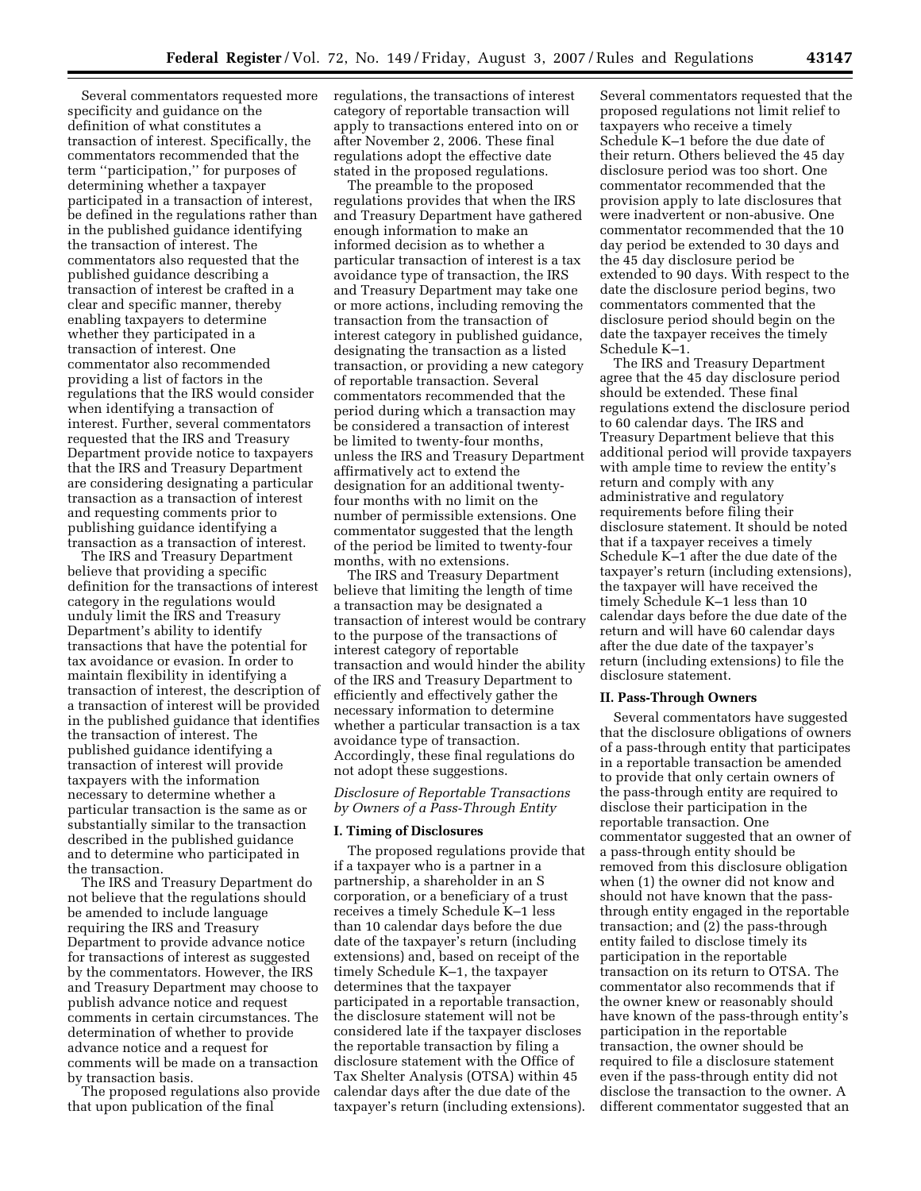Several commentators requested more specificity and guidance on the definition of what constitutes a transaction of interest. Specifically, the commentators recommended that the term ''participation,'' for purposes of determining whether a taxpayer participated in a transaction of interest, be defined in the regulations rather than in the published guidance identifying the transaction of interest. The commentators also requested that the published guidance describing a transaction of interest be crafted in a clear and specific manner, thereby enabling taxpayers to determine whether they participated in a transaction of interest. One commentator also recommended providing a list of factors in the regulations that the IRS would consider when identifying a transaction of interest. Further, several commentators requested that the IRS and Treasury Department provide notice to taxpayers that the IRS and Treasury Department are considering designating a particular transaction as a transaction of interest and requesting comments prior to publishing guidance identifying a transaction as a transaction of interest.

The IRS and Treasury Department believe that providing a specific definition for the transactions of interest category in the regulations would unduly limit the IRS and Treasury Department's ability to identify transactions that have the potential for tax avoidance or evasion. In order to maintain flexibility in identifying a transaction of interest, the description of a transaction of interest will be provided in the published guidance that identifies the transaction of interest. The published guidance identifying a transaction of interest will provide taxpayers with the information necessary to determine whether a particular transaction is the same as or substantially similar to the transaction described in the published guidance and to determine who participated in the transaction.

The IRS and Treasury Department do not believe that the regulations should be amended to include language requiring the IRS and Treasury Department to provide advance notice for transactions of interest as suggested by the commentators. However, the IRS and Treasury Department may choose to publish advance notice and request comments in certain circumstances. The determination of whether to provide advance notice and a request for comments will be made on a transaction by transaction basis.

The proposed regulations also provide that upon publication of the final regulations, the transactions of interest category of reportable transaction will apply to transactions entered into on or after November 2, 2006. These final regulations adopt the effective date stated in the proposed regulations.

The preamble to the proposed regulations provides that when the IRS and Treasury Department have gathered enough information to make an informed decision as to whether a particular transaction of interest is a tax avoidance type of transaction, the IRS and Treasury Department may take one or more actions, including removing the transaction from the transaction of interest category in published guidance, designating the transaction as a listed transaction, or providing a new category of reportable transaction. Several commentators recommended that the period during which a transaction may be considered a transaction of interest be limited to twenty-four months, unless the IRS and Treasury Department affirmatively act to extend the designation for an additional twenty-four months with no limit on the number of permissible extensions. One commentator suggested that the length of the period be limited to twenty-four months, with no extensions.

The IRS and Treasury Department believe that limiting the length of time a transaction may be designated a transaction of interest would be contrary to the purpose of the transactions of interest category of reportable transaction and would hinder the ability of the IRS and Treasury Department to efficiently and effectively gather the necessary information to determine whether a particular transaction is a tax avoidance type of transaction. Accordingly, these final regulations do not adopt these suggestions.

### *Disclosure of Reportable Transactions by Owners of a Pass-Through Entity*

#### I. Timing of Disclosures

The proposed regulations provide that if a taxpayer who is a partner in a partnership, a shareholder in an S corporation, or a beneficiary of a trust receives a timely Schedule K–1 less than 10 calendar days before the due date of the taxpayer's return (including extensions) and, based on receipt of the timely Schedule K–1, the taxpayer determines that the taxpayer participated in a reportable transaction, the disclosure statement will not be considered late if the taxpayer discloses the reportable transaction by filing a disclosure statement with the Office of Tax Shelter Analysis (OTSA) within 45 calendar days after the due date of the taxpayer's return (including extensions). Several commentators requested that the proposed regulations not limit relief to taxpayers who receive a timely Schedule K–1 before the due date of their return. Others believed the 45 day disclosure period was too short. One commentator recommended that the provision apply to late disclosures that were inadvertent or non-abusive. One commentator recommended that the 10 day period be extended to 30 days and the 45 day disclosure period be extended to 90 days. With respect to the date the disclosure period begins, two commentators commented that the disclosure period should begin on the date the taxpayer receives the timely Schedule K–1.

The IRS and Treasury Department agree that the 45 day disclosure period should be extended. These final regulations extend the disclosure period to 60 calendar days. The IRS and Treasury Department believe that this additional period will provide taxpayers with ample time to review the entity's return and comply with any administrative and regulatory requirements before filing their disclosure statement. It should be noted that if a taxpayer receives a timely Schedule K–1 after the due date of the taxpayer's return (including extensions), the taxpayer will have received the timely Schedule K–1 less than 10 calendar days before the due date of the return and will have 60 calendar days after the due date of the taxpayer's return (including extensions) to file the disclosure statement.

#### II. Pass-Through Owners

Several commentators have suggested that the disclosure obligations of owners of a pass-through entity that participates in a reportable transaction be amended to provide that only certain owners of the pass-through entity are required to disclose their participation in the reportable transaction. One commentator suggested that an owner of a pass-through entity should be removed from this disclosure obligation when (1) the owner did not know and should not have known that the pass-through entity engaged in the reportable transaction; and (2) the pass-through entity failed to disclose timely its participation in the reportable transaction on its return to OTSA. The commentator also recommends that if the owner knew or reasonably should have known of the pass-through entity's participation in the reportable transaction, the owner should be required to file a disclosure statement even if the pass-through entity did not disclose the transaction to the owner. A different commentator suggested that an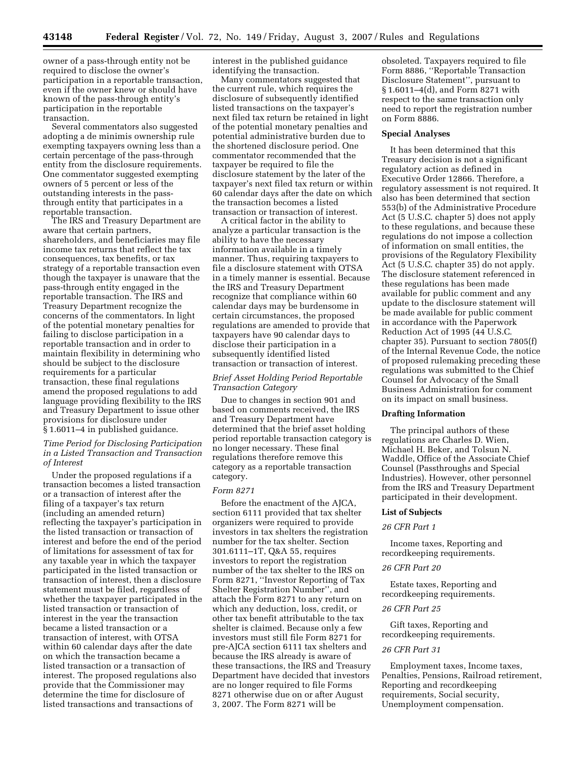owner of a pass-through entity not be required to disclose the owner's participation in a reportable transaction, even if the owner knew or should have known of the pass-through entity's participation in the reportable transaction.

Several commentators also suggested adopting a de minimis ownership rule exempting taxpayers owning less than a certain percentage of the pass-through entity from the disclosure requirements. One commentator suggested exempting owners of 5 percent or less of the outstanding interests in the pass-through entity that participates in a reportable transaction.

The IRS and Treasury Department are aware that certain partners, shareholders, and beneficiaries may file income tax returns that reflect the tax consequences, tax benefits, or tax strategy of a reportable transaction even though the taxpayer is unaware that the pass-through entity engaged in the reportable transaction. The IRS and Treasury Department recognize the concerns of the commentators. In light of the potential monetary penalties for failing to disclose participation in a reportable transaction and in order to maintain flexibility in determining who should be subject to the disclosure requirements for a particular transaction, these final regulations amend the proposed regulations to add language providing flexibility to the IRS and Treasury Department to issue other provisions for disclosure under § 1.6011–4 in published guidance.

*Time Period for Disclosing Participation in a Listed Transaction and Transaction of Interest*

Under the proposed regulations if a transaction becomes a listed transaction or a transaction of interest after the filing of a taxpayer's tax return (including an amended return) reflecting the taxpayer's participation in the listed transaction or transaction of interest and before the end of the period of limitations for assessment of tax for any taxable year in which the taxpayer participated in the listed transaction or transaction of interest, then a disclosure statement must be filed, regardless of whether the taxpayer participated in the listed transaction or transaction of interest in the year the transaction became a listed transaction or a transaction of interest, with OTSA within 60 calendar days after the date on which the transaction became a listed transaction or a transaction of interest. The proposed regulations also provide that the Commissioner may determine the time for disclosure of listed transactions and transactions of interest in the published guidance identifying the transaction.

Many commentators suggested that the current rule, which requires the disclosure of subsequently identified listed transactions on the taxpayer's next filed tax return be retained in light of the potential monetary penalties and potential administrative burden due to the shortened disclosure period. One commentator recommended that the taxpayer be required to file the disclosure statement by the later of the taxpayer's next filed tax return or within 60 calendar days after the date on which the transaction becomes a listed transaction or transaction of interest.

A critical factor in the ability to analyze a particular transaction is the ability to have the necessary information available in a timely manner. Thus, requiring taxpayers to file a disclosure statement with OTSA in a timely manner is essential. Because the IRS and Treasury Department recognize that compliance within 60 calendar days may be burdensome in certain circumstances, the proposed regulations are amended to provide that taxpayers have 90 calendar days to disclose their participation in a subsequently identified listed transaction or transaction of interest.

*Brief Asset Holding Period Reportable Transaction Category*

Due to changes in section 901 and based on comments received, the IRS and Treasury Department have determined that the brief asset holding period reportable transaction category is no longer necessary. These final regulations therefore remove this category as a reportable transaction category.

*Form 8271*

Before the enactment of the AJCA, section 6111 provided that tax shelter organizers were required to provide investors in tax shelters the registration number for the tax shelter. Section 301.6111–1T, Q&A 55, requires investors to report the registration number of the tax shelter to the IRS on Form 8271, ''Investor Reporting of Tax Shelter Registration Number'', and attach the Form 8271 to any return on which any deduction, loss, credit, or other tax benefit attributable to the tax shelter is claimed. Because only a few investors must still file Form 8271 for pre-AJCA section 6111 tax shelters and because the IRS already is aware of these transactions, the IRS and Treasury Department have decided that investors are no longer required to file Forms 8271 otherwise due on or after August 3, 2007. The Form 8271 will be obsoleted. Taxpayers required to file Form 8886, ''Reportable Transaction Disclosure Statement'', pursuant to § 1.6011–4(d), and Form 8271 with respect to the same transaction only need to report the registration number on Form 8886.

**Special Analyses**

It has been determined that this Treasury decision is not a significant regulatory action as defined in Executive Order 12866. Therefore, a regulatory assessment is not required. It also has been determined that section 553(b) of the Administrative Procedure Act (5 U.S.C. chapter 5) does not apply to these regulations, and because these regulations do not impose a collection of information on small entities, the provisions of the Regulatory Flexibility Act (5 U.S.C. chapter 35) do not apply. The disclosure statement referenced in these regulations has been made available for public comment and any update to the disclosure statement will be made available for public comment in accordance with the Paperwork Reduction Act of 1995 (44 U.S.C. chapter 35). Pursuant to section 7805(f) of the Internal Revenue Code, the notice of proposed rulemaking preceding these regulations was submitted to the Chief Counsel for Advocacy of the Small Business Administration for comment on its impact on small business.

**Drafting Information**

The principal authors of these regulations are Charles D. Wien, Michael H. Beker, and Tolsun N. Waddle, Office of the Associate Chief Counsel (Passthroughs and Special Industries). However, other personnel from the IRS and Treasury Department participated in their development.

**List of Subjects**

*26 CFR Part 1*

Income taxes, Reporting and recordkeeping requirements.

*26 CFR Part 20*

Estate taxes, Reporting and recordkeeping requirements.

*26 CFR Part 25*

Gift taxes, Reporting and recordkeeping requirements.

*26 CFR Part 31*

Employment taxes, Income taxes, Penalties, Pensions, Railroad retirement, Reporting and recordkeeping requirements, Social security, Unemployment compensation.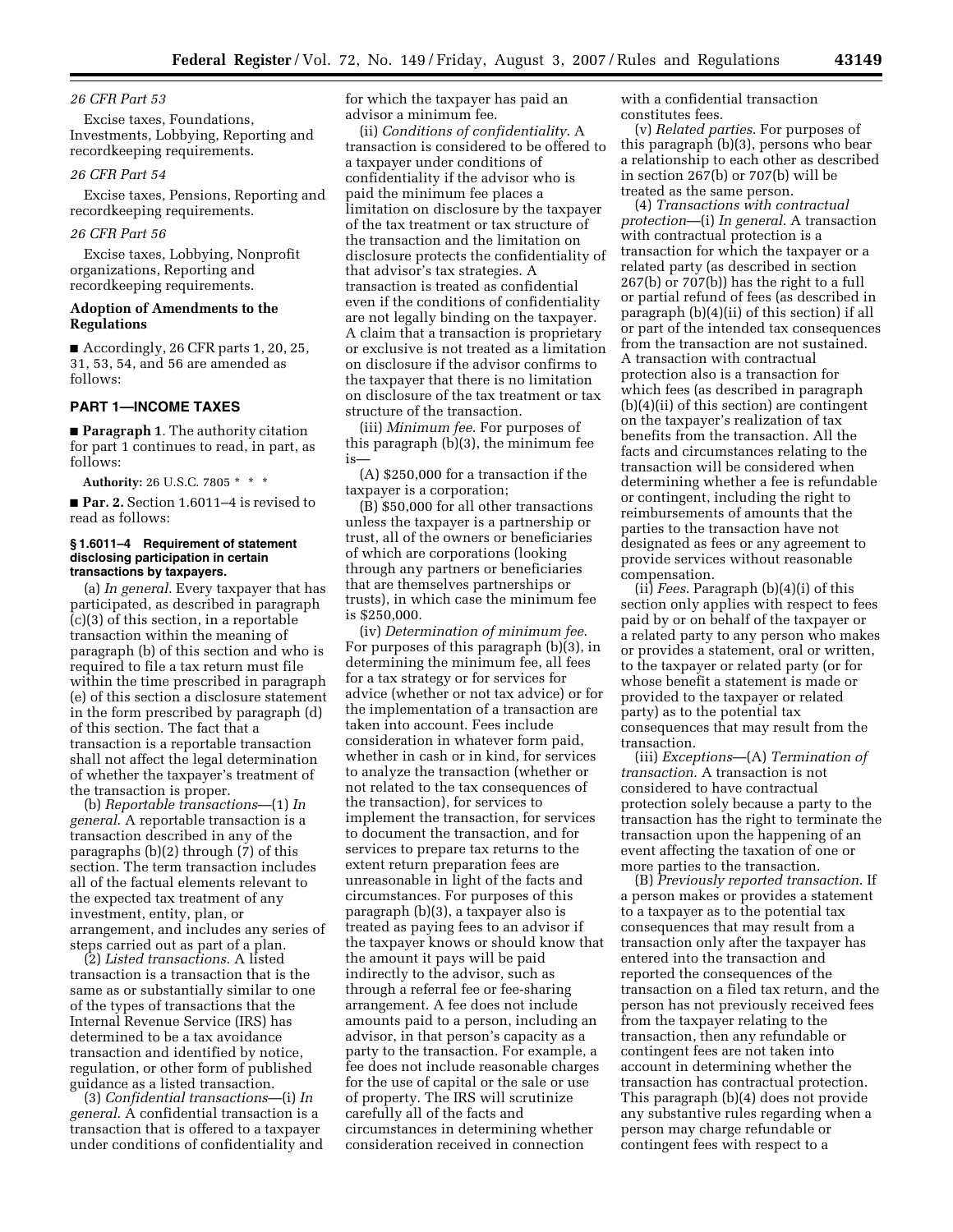*26 CFR Part 53*

Excise taxes, Foundations, Investments, Lobbying, Reporting and recordkeeping requirements.

*26 CFR Part 54*

Excise taxes, Pensions, Reporting and recordkeeping requirements.

*26 CFR Part 56*

Excise taxes, Lobbying, Nonprofit organizations, Reporting and recordkeeping requirements.

**Adoption of Amendments to the Regulations**

■ Accordingly, 26 CFR parts 1, 20, 25, 31, 53, 54, and 56 are amended as follows:

## PART 1—INCOME TAXES

■ **Paragraph 1**. The authority citation for part 1 continues to read, in part, as follows:

**Authority:** 26 U.S.C. 7805 * * *

■ **Par. 2.** Section 1.6011–4 is revised to read as follows:

### § 1.6011–4 Requirement of statement disclosing participation in certain transactions by taxpayers.

(a) *In general*. Every taxpayer that has participated, as described in paragraph (c)(3) of this section, in a reportable transaction within the meaning of paragraph (b) of this section and who is required to file a tax return must file within the time prescribed in paragraph (e) of this section a disclosure statement in the form prescribed by paragraph (d) of this section. The fact that a transaction is a reportable transaction shall not affect the legal determination of whether the taxpayer's treatment of the transaction is proper.

(b) *Reportable transactions*—(1) *In general*. A reportable transaction is a transaction described in any of the paragraphs (b)(2) through (7) of this section. The term transaction includes all of the factual elements relevant to the expected tax treatment of any investment, entity, plan, or arrangement, and includes any series of steps carried out as part of a plan.

(2) *Listed transactions*. A listed transaction is a transaction that is the same as or substantially similar to one of the types of transactions that the Internal Revenue Service (IRS) has determined to be a tax avoidance transaction and identified by notice, regulation, or other form of published guidance as a listed transaction.

(3) *Confidential transactions*—(i) *In general*. A confidential transaction is a transaction that is offered to a taxpayer under conditions of confidentiality and for which the taxpayer has paid an advisor a minimum fee.

(ii) *Conditions of confidentiality*. A transaction is considered to be offered to a taxpayer under conditions of confidentiality if the advisor who is paid the minimum fee places a limitation on disclosure by the taxpayer of the tax treatment or tax structure of the transaction and the limitation on disclosure protects the confidentiality of that advisor's tax strategies. A transaction is treated as confidential even if the conditions of confidentiality are not legally binding on the taxpayer. A claim that a transaction is proprietary or exclusive is not treated as a limitation on disclosure if the advisor confirms to the taxpayer that there is no limitation on disclosure of the tax treatment or tax structure of the transaction.

(iii) *Minimum fee*. For purposes of this paragraph (b)(3), the minimum fee is—

(A) $250,000 for a transaction if the taxpayer is a corporation;

(B) $50,000 for all other transactions unless the taxpayer is a partnership or trust, all of the owners or beneficiaries of which are corporations (looking through any partners or beneficiaries that are themselves partnerships or trusts), in which case the minimum fee is $250,000.

(iv) *Determination of minimum fee*. For purposes of this paragraph (b)(3), in determining the minimum fee, all fees for a tax strategy or for services for advice (whether or not tax advice) or for the implementation of a transaction are taken into account. Fees include consideration in whatever form paid, whether in cash or in kind, for services to analyze the transaction (whether or not related to the tax consequences of the transaction), for services to implement the transaction, for services to document the transaction, and for services to prepare tax returns to the extent return preparation fees are unreasonable in light of the facts and circumstances. For purposes of this paragraph (b)(3), a taxpayer also is treated as paying fees to an advisor if the taxpayer knows or should know that the amount it pays will be paid indirectly to the advisor, such as through a referral fee or fee-sharing arrangement. A fee does not include amounts paid to a person, including an advisor, in that person's capacity as a party to the transaction. For example, a fee does not include reasonable charges for the use of capital or the sale or use of property. The IRS will scrutinize carefully all of the facts and circumstances in determining whether consideration received in connection with a confidential transaction constitutes fees.

(v) *Related parties*. For purposes of this paragraph (b)(3), persons who bear a relationship to each other as described in section 267(b) or 707(b) will be treated as the same person.

(4) *Transactions with contractual protection*—(i) *In general*. A transaction with contractual protection is a transaction for which the taxpayer or a related party (as described in section 267(b) or 707(b)) has the right to a full or partial refund of fees (as described in paragraph (b)(4)(ii) of this section) if all or part of the intended tax consequences from the transaction are not sustained. A transaction with contractual protection also is a transaction for which fees (as described in paragraph (b)(4)(ii) of this section) are contingent on the taxpayer's realization of tax benefits from the transaction. All the facts and circumstances relating to the transaction will be considered when determining whether a fee is refundable or contingent, including the right to reimbursements of amounts that the parties to the transaction have not designated as fees or any agreement to provide services without reasonable compensation.

(ii) *Fees*. Paragraph (b)(4)(i) of this section only applies with respect to fees paid by or on behalf of the taxpayer or a related party to any person who makes or provides a statement, oral or written, to the taxpayer or related party (or for whose benefit a statement is made or provided to the taxpayer or related party) as to the potential tax consequences that may result from the transaction.

(iii) *Exceptions*—(A) *Termination of transaction*. A transaction is not considered to have contractual protection solely because a party to the transaction has the right to terminate the transaction upon the happening of an event affecting the taxation of one or more parties to the transaction.

(B) *Previously reported transaction*. If a person makes or provides a statement to a taxpayer as to the potential tax consequences that may result from a transaction only after the taxpayer has entered into the transaction and reported the consequences of the transaction on a filed tax return, and the person has not previously received fees from the taxpayer relating to the transaction, then any refundable or contingent fees are not taken into account in determining whether the transaction has contractual protection. This paragraph (b)(4) does not provide any substantive rules regarding when a person may charge refundable or contingent fees with respect to a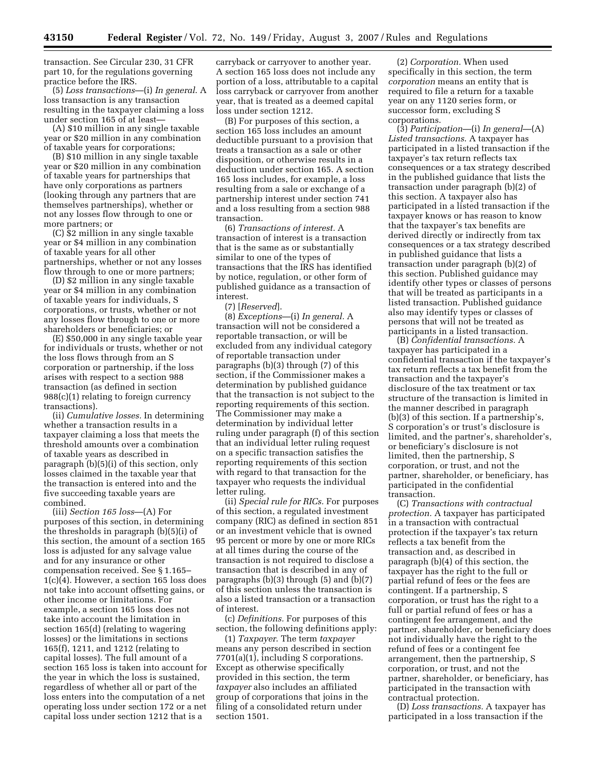transaction. See Circular 230, 31 CFR part 10, for the regulations governing practice before the IRS.

(5) *Loss transactions*—(i) *In general*. A loss transaction is any transaction resulting in the taxpayer claiming a loss under section 165 of at least—

(A) $10 million in any single taxable year or $20 million in any combination of taxable years for corporations;

(B) $10 million in any single taxable year or $20 million in any combination of taxable years for partnerships that have only corporations as partners (looking through any partners that are themselves partnerships), whether or not any losses flow through to one or more partners; or

(C) $2 million in any single taxable year or $4 million in any combination of taxable years for all other partnerships, whether or not any losses flow through to one or more partners;

(D) $2 million in any single taxable year or $4 million in any combination of taxable years for individuals, S corporations, or trusts, whether or not any losses flow through to one or more shareholders or beneficiaries; or

(E) $50,000 in any single taxable year for individuals or trusts, whether or not the loss flows through from an S corporation or partnership, if the loss arises with respect to a section 988 transaction (as defined in section 988(c)(1) relating to foreign currency transactions).

(ii) *Cumulative losses*. In determining whether a transaction results in a taxpayer claiming a loss that meets the threshold amounts over a combination of taxable years as described in paragraph (b)(5)(i) of this section, only losses claimed in the taxable year that the transaction is entered into and the five succeeding taxable years are combined.

(iii) *Section 165 loss*—(A) For purposes of this section, in determining the thresholds in paragraph (b)(5)(i) of this section, the amount of a section 165 loss is adjusted for any salvage value and for any insurance or other compensation received. See § 1.165–1(c)(4). However, a section 165 loss does not take into account offsetting gains, or other income or limitations. For example, a section 165 loss does not take into account the limitation in section 165(d) (relating to wagering losses) or the limitations in sections 165(f), 1211, and 1212 (relating to capital losses). The full amount of a section 165 loss is taken into account for the year in which the loss is sustained, regardless of whether all or part of the loss enters into the computation of a net operating loss under section 172 or a net capital loss under section 1212 that is a carryback or carryover to another year. A section 165 loss does not include any portion of a loss, attributable to a capital loss carryback or carryover from another year, that is treated as a deemed capital loss under section 1212.

(B) For purposes of this section, a section 165 loss includes an amount deductible pursuant to a provision that treats a transaction as a sale or other disposition, or otherwise results in a deduction under section 165. A section 165 loss includes, for example, a loss resulting from a sale or exchange of a partnership interest under section 741 and a loss resulting from a section 988 transaction.

(6) *Transactions of interest*. A transaction of interest is a transaction that is the same as or substantially similar to one of the types of transactions that the IRS has identified by notice, regulation, or other form of published guidance as a transaction of interest.

(7) [*Reserved*].

(8) *Exceptions*—(i) *In general*. A transaction will not be considered a reportable transaction, or will be excluded from any individual category of reportable transaction under paragraphs (b)(3) through (7) of this section, if the Commissioner makes a determination by published guidance that the transaction is not subject to the reporting requirements of this section. The Commissioner may make a determination by individual letter ruling under paragraph (f) of this section that an individual letter ruling request on a specific transaction satisfies the reporting requirements of this section with regard to that transaction for the taxpayer who requests the individual letter ruling.

(ii) *Special rule for RICs*. For purposes of this section, a regulated investment company (RIC) as defined in section 851 or an investment vehicle that is owned 95 percent or more by one or more RICs at all times during the course of the transaction is not required to disclose a transaction that is described in any of paragraphs (b)(3) through (5) and (b)(7) of this section unless the transaction is also a listed transaction or a transaction of interest.

(c) *Definitions*. For purposes of this section, the following definitions apply:

(1) *Taxpayer*. The term *taxpayer* means any person described in section 7701(a)(1), including S corporations. Except as otherwise specifically provided in this section, the term *taxpayer* also includes an affiliated group of corporations that joins in the filing of a consolidated return under section 1501.

(2) *Corporation*. When used specifically in this section, the term *corporation* means an entity that is required to file a return for a taxable year on any 1120 series form, or successor form, excluding S corporations.

(3) *Participation*—(i) *In general*—(A) *Listed transactions*. A taxpayer has participated in a listed transaction if the taxpayer's tax return reflects tax consequences or a tax strategy described in the published guidance that lists the transaction under paragraph (b)(2) of this section. A taxpayer also has participated in a listed transaction if the taxpayer knows or has reason to know that the taxpayer's tax benefits are derived directly or indirectly from tax consequences or a tax strategy described in published guidance that lists a transaction under paragraph (b)(2) of this section. Published guidance may identify other types or classes of persons that will be treated as participants in a listed transaction. Published guidance also may identify types or classes of persons that will not be treated as participants in a listed transaction.

(B) *Confidential transactions*. A taxpayer has participated in a confidential transaction if the taxpayer's tax return reflects a tax benefit from the transaction and the taxpayer's disclosure of the tax treatment or tax structure of the transaction is limited in the manner described in paragraph (b)(3) of this section. If a partnership's, S corporation's or trust's disclosure is limited, and the partner's, shareholder's, or beneficiary's disclosure is not limited, then the partnership, S corporation, or trust, and not the partner, shareholder, or beneficiary, has participated in the confidential transaction.

(C) *Transactions with contractual protection*. A taxpayer has participated in a transaction with contractual protection if the taxpayer's tax return reflects a tax benefit from the transaction and, as described in paragraph (b)(4) of this section, the taxpayer has the right to the full or partial refund of fees or the fees are contingent. If a partnership, S corporation, or trust has the right to a full or partial refund of fees or has a contingent fee arrangement, and the partner, shareholder, or beneficiary does not individually have the right to the refund of fees or a contingent fee arrangement, then the partnership, S corporation, or trust, and not the partner, shareholder, or beneficiary, has participated in the transaction with contractual protection.

(D) *Loss transactions*. A taxpayer has participated in a loss transaction if the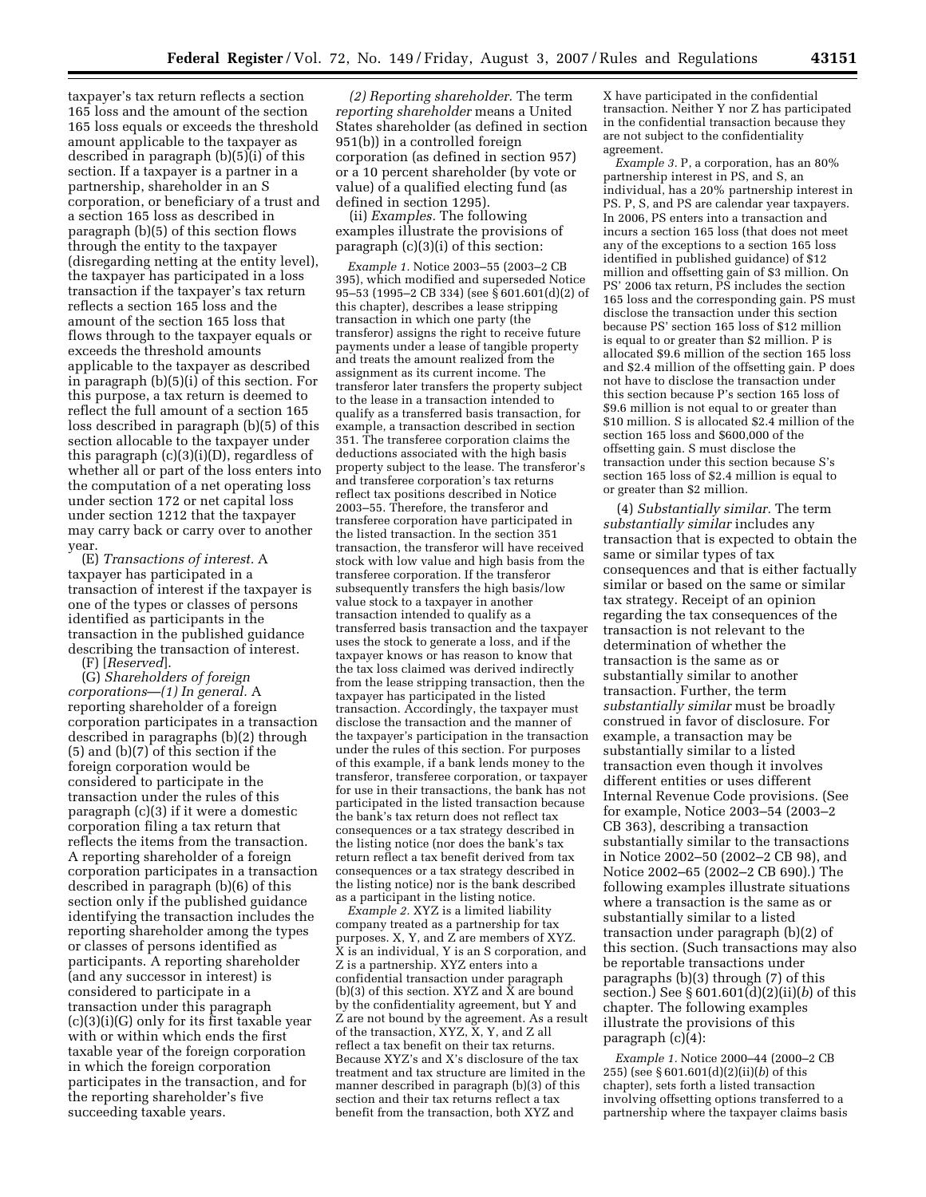taxpayer's tax return reflects a section 165 loss and the amount of the section 165 loss equals or exceeds the threshold amount applicable to the taxpayer as described in paragraph (b)(5)(i) of this section. If a taxpayer is a partner in a partnership, shareholder in an S corporation, or beneficiary of a trust and a section 165 loss as described in paragraph (b)(5) of this section flows through the entity to the taxpayer (disregarding netting at the entity level), the taxpayer has participated in a loss transaction if the taxpayer's tax return reflects a section 165 loss and the amount of the section 165 loss that flows through to the taxpayer equals or exceeds the threshold amounts applicable to the taxpayer as described in paragraph (b)(5)(i) of this section. For this purpose, a tax return is deemed to reflect the full amount of a section 165 loss described in paragraph (b)(5) of this section allocable to the taxpayer under this paragraph (c)(3)(i)(D), regardless of whether all or part of the loss enters into the computation of a net operating loss under section 172 or net capital loss under section 1212 that the taxpayer may carry back or carry over to another year.

(E) *Transactions of interest.* A taxpayer has participated in a transaction of interest if the taxpayer is one of the types or classes of persons identified as participants in the transaction in the published guidance describing the transaction of interest.

(F) [*Reserved*].

(G) *Shareholders of foreign corporations—(1) In general.* A reporting shareholder of a foreign corporation participates in a transaction described in paragraphs (b)(2) through (5) and (b)(7) of this section if the foreign corporation would be considered to participate in the transaction under the rules of this paragraph (c)(3) if it were a domestic corporation filing a tax return that reflects the items from the transaction. A reporting shareholder of a foreign corporation participates in a transaction described in paragraph (b)(6) of this section only if the published guidance identifying the transaction includes the reporting shareholder among the types or classes of persons identified as participants. A reporting shareholder (and any successor in interest) is considered to participate in a transaction under this paragraph (c)(3)(i)(G) only for its first taxable year with or within which ends the first taxable year of the foreign corporation in which the foreign corporation participates in the transaction, and for the reporting shareholder's five succeeding taxable years.

*(2) Reporting shareholder.* The term *reporting shareholder* means a United States shareholder (as defined in section 951(b)) in a controlled foreign corporation (as defined in section 957) or a 10 percent shareholder (by vote or value) of a qualified electing fund (as defined in section 1295).

(ii) *Examples.* The following examples illustrate the provisions of paragraph (c)(3)(i) of this section:

*Example 1.* Notice 2003–55 (2003–2 CB 395), which modified and superseded Notice 95–53 (1995–2 CB 334) (see § 601.601(d)(2) of this chapter), describes a lease stripping transaction in which one party (the transferor) assigns the right to receive future payments under a lease of tangible property and treats the amount realized from the assignment as its current income. The transferor later transfers the property subject to the lease in a transaction intended to qualify as a transferred basis transaction, for example, a transaction described in section 351. The transferee corporation claims the deductions associated with the high basis property subject to the lease. The transferor's and transferee corporation's tax returns reflect tax positions described in Notice 2003–55. Therefore, the transferor and transferee corporation have participated in the listed transaction. In the section 351 transaction, the transferor will have received stock with low value and high basis from the transferee corporation. If the transferor subsequently transfers the high basis/low value stock to a taxpayer in another transaction intended to qualify as a transferred basis transaction and the taxpayer uses the stock to generate a loss, and if the taxpayer knows or has reason to know that the tax loss claimed was derived indirectly from the lease stripping transaction, then the taxpayer has participated in the listed transaction. Accordingly, the taxpayer must disclose the transaction and the manner of the taxpayer's participation in the transaction under the rules of this section. For purposes of this example, if a bank lends money to the transferor, transferee corporation, or taxpayer for use in their transactions, the bank has not participated in the listed transaction because the bank's tax return does not reflect tax consequences or a tax strategy described in the listing notice (nor does the bank's tax return reflect a tax benefit derived from tax consequences or a tax strategy described in the listing notice) nor is the bank described as a participant in the listing notice.

*Example 2.* XYZ is a limited liability company treated as a partnership for tax purposes. X, Y, and Z are members of XYZ. X is an individual, Y is an S corporation, and Z is a partnership. XYZ enters into a confidential transaction under paragraph (b)(3) of this section. XYZ and X are bound by the confidentiality agreement, but Y and Z are not bound by the agreement. As a result of the transaction, XYZ, X, Y, and Z all reflect a tax benefit on their tax returns. Because XYZ's and X's disclosure of the tax treatment and tax structure are limited in the manner described in paragraph (b)(3) of this section and their tax returns reflect a tax benefit from the transaction, both XYZ and X have participated in the confidential transaction. Neither Y nor Z has participated in the confidential transaction because they are not subject to the confidentiality agreement.

*Example 3.* P, a corporation, has an 80% partnership interest in PS, and S, an individual, has a 20% partnership interest in PS. P, S, and PS are calendar year taxpayers. In 2006, PS enters into a transaction and incurs a section 165 loss (that does not meet any of the exceptions to a section 165 loss identified in published guidance) of $12 million and offsetting gain of $3 million. On PS' 2006 tax return, PS includes the section 165 loss and the corresponding gain. PS must disclose the transaction under this section because PS' section 165 loss of $12 million is equal to or greater than $2 million. P is allocated $9.6 million of the section 165 loss and $2.4 million of the offsetting gain. P does not have to disclose the transaction under this section because P's section 165 loss of $9.6 million is not equal to or greater than $10 million. S is allocated $2.4 million of the section 165 loss and $600,000 of the offsetting gain. S must disclose the transaction under this section because S's section 165 loss of $2.4 million is equal to or greater than $2 million.

(4) *Substantially similar.* The term *substantially similar* includes any transaction that is expected to obtain the same or similar types of tax consequences and that is either factually similar or based on the same or similar tax strategy. Receipt of an opinion regarding the tax consequences of the transaction is not relevant to the determination of whether the transaction is the same as or substantially similar to another transaction. Further, the term *substantially similar* must be broadly construed in favor of disclosure. For example, a transaction may be substantially similar to a listed transaction even though it involves different entities or uses different Internal Revenue Code provisions. (See for example, Notice 2003–54 (2003–2 CB 363), describing a transaction substantially similar to the transactions in Notice 2002–50 (2002–2 CB 98), and Notice 2002–65 (2002–2 CB 690).) The following examples illustrate situations where a transaction is the same as or substantially similar to a listed transaction under paragraph (b)(2) of this section. (Such transactions may also be reportable transactions under paragraphs (b)(3) through (7) of this section.) See § 601.601(d)(2)(ii)(*b*) of this chapter. The following examples illustrate the provisions of this paragraph (c)(4):

*Example 1.* Notice 2000–44 (2000–2 CB 255) (see § 601.601(d)(2)(ii)(*b*) of this chapter), sets forth a listed transaction involving offsetting options transferred to a partnership where the taxpayer claims basis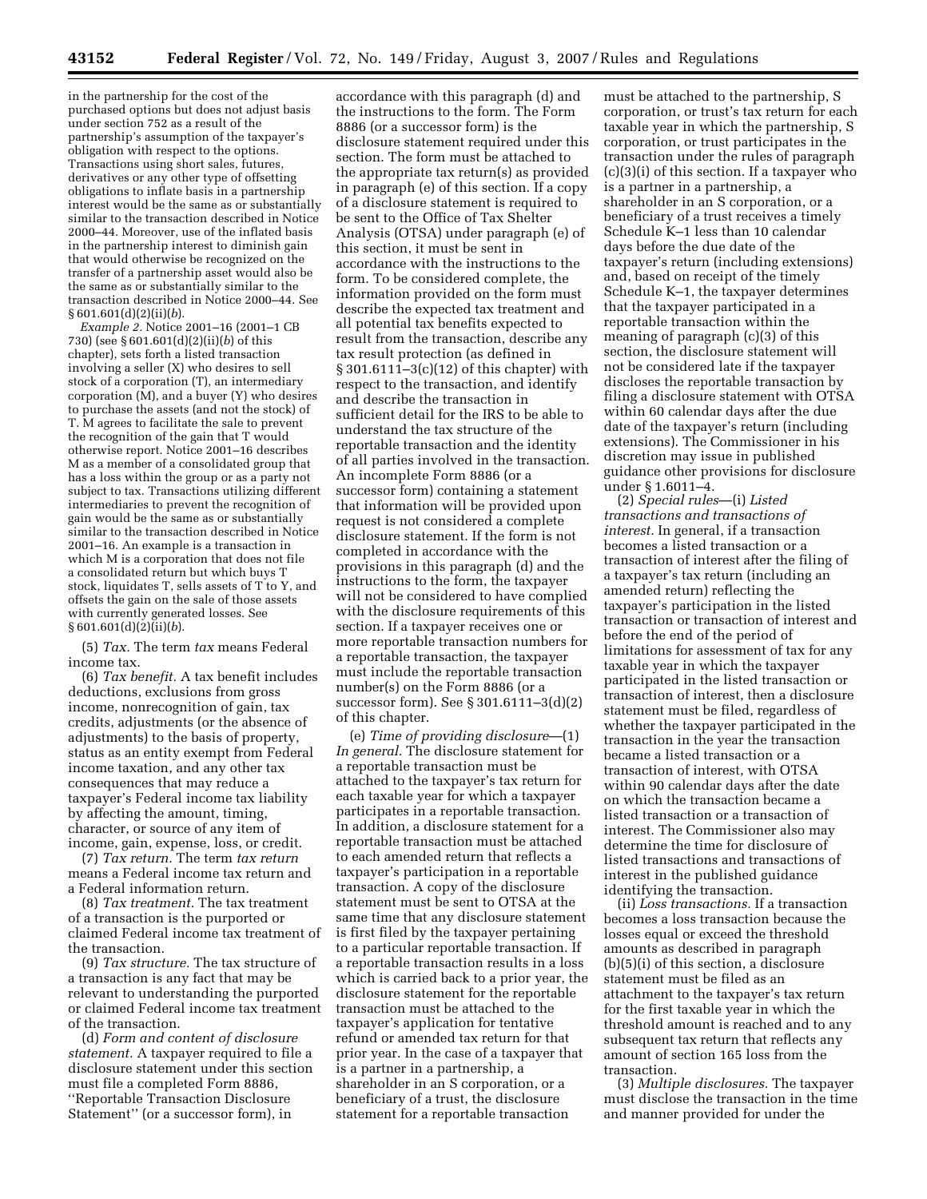in the partnership for the cost of the purchased options but does not adjust basis under section 752 as a result of the partnership's assumption of the taxpayer's obligation with respect to the options. Transactions using short sales, futures, derivatives or any other type of offsetting obligations to inflate basis in a partnership interest would be the same as or substantially similar to the transaction described in Notice 2000–44. Moreover, use of the inflated basis in the partnership interest to diminish gain that would otherwise be recognized on the transfer of a partnership asset would also be the same as or substantially similar to the transaction described in Notice 2000–44. See § 601.601(d)(2)(ii)(*b*).

*Example 2.* Notice 2001–16 (2001–1 CB 730) (see § 601.601(d)(2)(ii)(*b*) of this chapter), sets forth a listed transaction involving a seller (X) who desires to sell stock of a corporation (T), an intermediary corporation (M), and a buyer (Y) who desires to purchase the assets (and not the stock) of T. M agrees to facilitate the sale to prevent the recognition of the gain that T would otherwise report. Notice 2001–16 describes M as a member of a consolidated group that has a loss within the group or as a party not subject to tax. Transactions utilizing different intermediaries to prevent the recognition of gain would be the same as or substantially similar to the transaction described in Notice 2001–16. An example is a transaction in which M is a corporation that does not file a consolidated return but which buys T stock, liquidates T, sells assets of T to Y, and offsets the gain on the sale of those assets with currently generated losses. See § 601.601(d)(2)(ii)(*b*).

(5) *Tax.* The term *tax* means Federal income tax.

(6) *Tax benefit.* A tax benefit includes deductions, exclusions from gross income, nonrecognition of gain, tax credits, adjustments (or the absence of adjustments) to the basis of property, status as an entity exempt from Federal income taxation, and any other tax consequences that may reduce a taxpayer's Federal income tax liability by affecting the amount, timing, character, or source of any item of income, gain, expense, loss, or credit.

(7) *Tax return.* The term *tax return* means a Federal income tax return and a Federal information return.

(8) *Tax treatment.* The tax treatment of a transaction is the purported or claimed Federal income tax treatment of the transaction.

(9) *Tax structure.* The tax structure of a transaction is any fact that may be relevant to understanding the purported or claimed Federal income tax treatment of the transaction.

(d) *Form and content of disclosure statement.* A taxpayer required to file a disclosure statement under this section must file a completed Form 8886, ''Reportable Transaction Disclosure Statement'' (or a successor form), in accordance with this paragraph (d) and the instructions to the form. The Form 8886 (or a successor form) is the disclosure statement required under this section. The form must be attached to the appropriate tax return(s) as provided in paragraph (e) of this section. If a copy of a disclosure statement is required to be sent to the Office of Tax Shelter Analysis (OTSA) under paragraph (e) of this section, it must be sent in accordance with the instructions to the form. To be considered complete, the information provided on the form must describe the expected tax treatment and all potential tax benefits expected to result from the transaction, describe any tax result protection (as defined in § 301.6111–3(c)(12) of this chapter) with respect to the transaction, and identify and describe the transaction in sufficient detail for the IRS to be able to understand the tax structure of the reportable transaction and the identity of all parties involved in the transaction. An incomplete Form 8886 (or a successor form) containing a statement that information will be provided upon request is not considered a complete disclosure statement. If the form is not completed in accordance with the provisions in this paragraph (d) and the instructions to the form, the taxpayer will not be considered to have complied with the disclosure requirements of this section. If a taxpayer receives one or more reportable transaction numbers for a reportable transaction, the taxpayer must include the reportable transaction number(s) on the Form 8886 (or a successor form). See § 301.6111–3(d)(2) of this chapter.

(e) *Time of providing disclosure*—(1) *In general.* The disclosure statement for a reportable transaction must be attached to the taxpayer's tax return for each taxable year for which a taxpayer participates in a reportable transaction. In addition, a disclosure statement for a reportable transaction must be attached to each amended return that reflects a taxpayer's participation in a reportable transaction. A copy of the disclosure statement must be sent to OTSA at the same time that any disclosure statement is first filed by the taxpayer pertaining to a particular reportable transaction. If a reportable transaction results in a loss which is carried back to a prior year, the disclosure statement for the reportable transaction must be attached to the taxpayer's application for tentative refund or amended tax return for that prior year. In the case of a taxpayer that is a partner in a partnership, a shareholder in an S corporation, or a beneficiary of a trust, the disclosure statement for a reportable transaction must be attached to the partnership, S corporation, or trust's tax return for each taxable year in which the partnership, S corporation, or trust participates in the transaction under the rules of paragraph (c)(3)(i) of this section. If a taxpayer who is a partner in a partnership, a shareholder in an S corporation, or a beneficiary of a trust receives a timely Schedule K–1 less than 10 calendar days before the due date of the taxpayer's return (including extensions) and, based on receipt of the timely Schedule K–1, the taxpayer determines that the taxpayer participated in a reportable transaction within the meaning of paragraph (c)(3) of this section, the disclosure statement will not be considered late if the taxpayer discloses the reportable transaction by filing a disclosure statement with OTSA within 60 calendar days after the due date of the taxpayer's return (including extensions). The Commissioner in his discretion may issue in published guidance other provisions for disclosure under § 1.6011–4.

(2) *Special rules*—(i) *Listed transactions and transactions of interest.* In general, if a transaction becomes a listed transaction or a transaction of interest after the filing of a taxpayer's tax return (including an amended return) reflecting the taxpayer's participation in the listed transaction or transaction of interest and before the end of the period of limitations for assessment of tax for any taxable year in which the taxpayer participated in the listed transaction or transaction of interest, then a disclosure statement must be filed, regardless of whether the taxpayer participated in the transaction in the year the transaction became a listed transaction or a transaction of interest, with OTSA within 90 calendar days after the date on which the transaction became a listed transaction or a transaction of interest. The Commissioner also may determine the time for disclosure of listed transactions and transactions of interest in the published guidance identifying the transaction.

(ii) *Loss transactions.* If a transaction becomes a loss transaction because the losses equal or exceed the threshold amounts as described in paragraph (b)(5)(i) of this section, a disclosure statement must be filed as an attachment to the taxpayer's tax return for the first taxable year in which the threshold amount is reached and to any subsequent tax return that reflects any amount of section 165 loss from the transaction.

(3) *Multiple disclosures.* The taxpayer must disclose the transaction in the time and manner provided for under the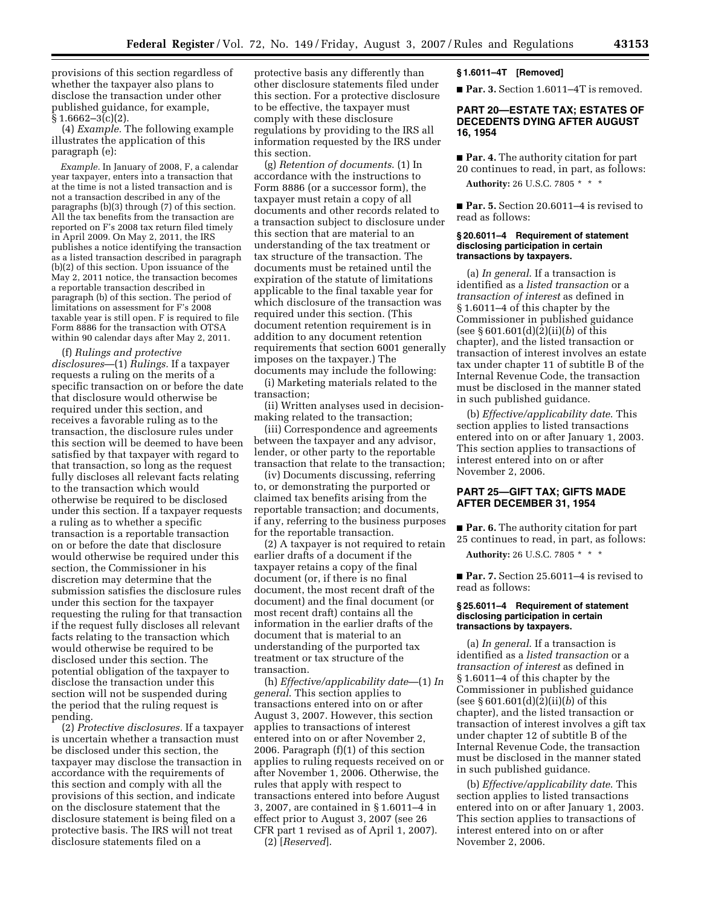provisions of this section regardless of whether the taxpayer also plans to disclose the transaction under other published guidance, for example, § 1.6662–3(c)(2).

(4) *Example.* The following example illustrates the application of this paragraph (e):

*Example.* In January of 2008, F, a calendar year taxpayer, enters into a transaction that at the time is not a listed transaction and is not a transaction described in any of the paragraphs (b)(3) through (7) of this section. All the tax benefits from the transaction are reported on F's 2008 tax return filed timely in April 2009. On May 2, 2011, the IRS publishes a notice identifying the transaction as a listed transaction described in paragraph (b)(2) of this section. Upon issuance of the May 2, 2011 notice, the transaction becomes a reportable transaction described in paragraph (b) of this section. The period of limitations on assessment for F's 2008 taxable year is still open. F is required to file Form 8886 for the transaction with OTSA within 90 calendar days after May 2, 2011.

(f) *Rulings and protective disclosures*—(1) *Rulings.* If a taxpayer requests a ruling on the merits of a specific transaction on or before the date that disclosure would otherwise be required under this section, and receives a favorable ruling as to the transaction, the disclosure rules under this section will be deemed to have been satisfied by that taxpayer with regard to that transaction, so long as the request fully discloses all relevant facts relating to the transaction which would otherwise be required to be disclosed under this section. If a taxpayer requests a ruling as to whether a specific transaction is a reportable transaction on or before the date that disclosure would otherwise be required under this section, the Commissioner in his discretion may determine that the submission satisfies the disclosure rules under this section for the taxpayer requesting the ruling for that transaction if the request fully discloses all relevant facts relating to the transaction which would otherwise be required to be disclosed under this section. The potential obligation of the taxpayer to disclose the transaction under this section will not be suspended during the period that the ruling request is pending.

(2) *Protective disclosures.* If a taxpayer is uncertain whether a transaction must be disclosed under this section, the taxpayer may disclose the transaction in accordance with the requirements of this section and comply with all the provisions of this section, and indicate on the disclosure statement that the disclosure statement is being filed on a protective basis. The IRS will not treat disclosure statements filed on a protective basis any differently than other disclosure statements filed under this section. For a protective disclosure to be effective, the taxpayer must comply with these disclosure regulations by providing to the IRS all information requested by the IRS under this section.

(g) *Retention of documents.* (1) In accordance with the instructions to Form 8886 (or a successor form), the taxpayer must retain a copy of all documents and other records related to a transaction subject to disclosure under this section that are material to an understanding of the tax treatment or tax structure of the transaction. The documents must be retained until the expiration of the statute of limitations applicable to the final taxable year for which disclosure of the transaction was required under this section. (This document retention requirement is in addition to any document retention requirements that section 6001 generally imposes on the taxpayer.) The documents may include the following:

(i) Marketing materials related to the transaction;

(ii) Written analyses used in decision-making related to the transaction;

(iii) Correspondence and agreements between the taxpayer and any advisor, lender, or other party to the reportable transaction that relate to the transaction;

(iv) Documents discussing, referring to, or demonstrating the purported or claimed tax benefits arising from the reportable transaction; and documents, if any, referring to the business purposes for the reportable transaction.

(2) A taxpayer is not required to retain earlier drafts of a document if the taxpayer retains a copy of the final document (or, if there is no final document, the most recent draft of the document) and the final document (or most recent draft) contains all the information in the earlier drafts of the document that is material to an understanding of the purported tax treatment or tax structure of the transaction.

(h) *Effective/applicability date*—(1) *In general.* This section applies to transactions entered into on or after August 3, 2007. However, this section applies to transactions of interest entered into on or after November 2, 2006. Paragraph (f)(1) of this section applies to ruling requests received on or after November 1, 2006. Otherwise, the rules that apply with respect to transactions entered into before August 3, 2007, are contained in § 1.6011–4 in effect prior to August 3, 2007 (see 26 CFR part 1 revised as of April 1, 2007).

(2) [*Reserved*].

**§ 1.6011–4T [Removed]**

■ **Par. 3.** Section 1.6011–4T is removed.

## PART 20—ESTATE TAX; ESTATES OF DECEDENTS DYING AFTER AUGUST 16, 1954

■ **Par. 4.** The authority citation for part 20 continues to read, in part, as follows:

**Authority:** 26 U.S.C. 7805 * * *

■ **Par. 5.** Section 20.6011–4 is revised to read as follows:

**§ 20.6011–4 Requirement of statement disclosing participation in certain transactions by taxpayers.**

(a) *In general.* If a transaction is identified as a *listed transaction* or a *transaction of interest* as defined in § 1.6011–4 of this chapter by the Commissioner in published guidance (see § 601.601(d)(2)(ii)(*b*) of this chapter), and the listed transaction or transaction of interest involves an estate tax under chapter 11 of subtitle B of the Internal Revenue Code, the transaction must be disclosed in the manner stated in such published guidance.

(b) *Effective/applicability date.* This section applies to listed transactions entered into on or after January 1, 2003. This section applies to transactions of interest entered into on or after November 2, 2006.

## PART 25—GIFT TAX; GIFTS MADE AFTER DECEMBER 31, 1954

■ **Par. 6.** The authority citation for part 25 continues to read, in part, as follows:

**Authority:** 26 U.S.C. 7805 * * *

■ **Par. 7.** Section 25.6011–4 is revised to read as follows:

**§ 25.6011–4 Requirement of statement disclosing participation in certain transactions by taxpayers.**

(a) *In general.* If a transaction is identified as a *listed transaction* or a *transaction of interest* as defined in § 1.6011–4 of this chapter by the Commissioner in published guidance (see § 601.601(d)(2)(ii)(*b*) of this chapter), and the listed transaction or transaction of interest involves a gift tax under chapter 12 of subtitle B of the Internal Revenue Code, the transaction must be disclosed in the manner stated in such published guidance.

(b) *Effective/applicability date.* This section applies to listed transactions entered into on or after January 1, 2003. This section applies to transactions of interest entered into on or after November 2, 2006.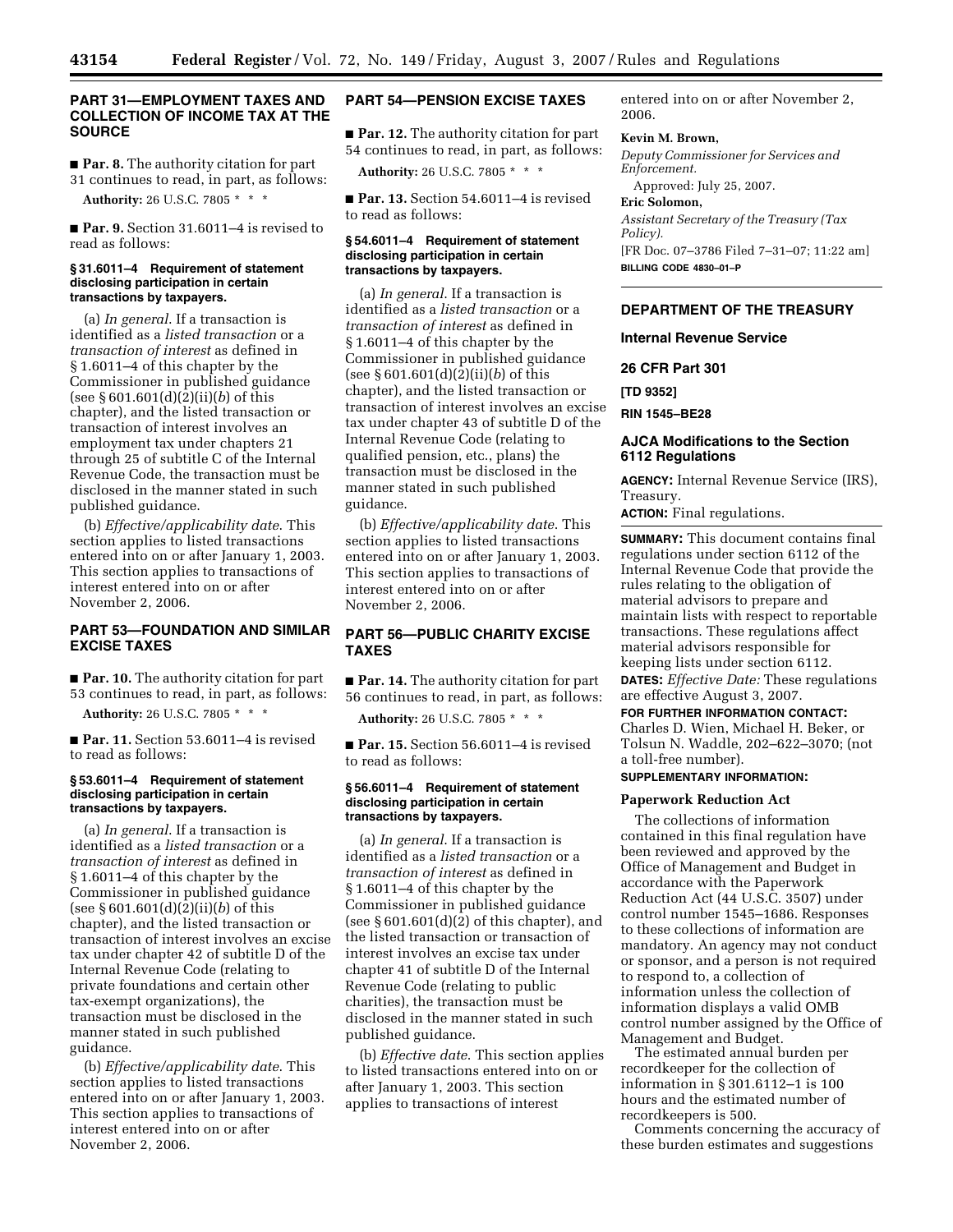## PART 31—EMPLOYMENT TAXES AND COLLECTION OF INCOME TAX AT THE SOURCE

■ **Par. 8.** The authority citation for part 31 continues to read, in part, as follows:

**Authority:** 26 U.S.C. 7805 * * *

■ **Par. 9.** Section 31.6011–4 is revised to read as follows:

#### § 31.6011–4 Requirement of statement disclosing participation in certain transactions by taxpayers.

(a) *In general.* If a transaction is identified as a *listed transaction* or a *transaction of interest* as defined in § 1.6011–4 of this chapter by the Commissioner in published guidance (see § 601.601(d)(2)(ii)(*b*) of this chapter), and the listed transaction or transaction of interest involves an employment tax under chapters 21 through 25 of subtitle C of the Internal Revenue Code, the transaction must be disclosed in the manner stated in such published guidance.

(b) *Effective/applicability date.* This section applies to listed transactions entered into on or after January 1, 2003. This section applies to transactions of interest entered into on or after November 2, 2006.

## PART 53—FOUNDATION AND SIMILAR EXCISE TAXES

■ **Par. 10.** The authority citation for part 53 continues to read, in part, as follows:

**Authority:** 26 U.S.C. 7805 * * *

■ **Par. 11.** Section 53.6011–4 is revised to read as follows:

#### § 53.6011–4 Requirement of statement disclosing participation in certain transactions by taxpayers.

(a) *In general.* If a transaction is identified as a *listed transaction* or a *transaction of interest* as defined in § 1.6011–4 of this chapter by the Commissioner in published guidance (see § 601.601(d)(2)(ii)(*b*) of this chapter), and the listed transaction or transaction of interest involves an excise tax under chapter 42 of subtitle D of the Internal Revenue Code (relating to private foundations and certain other tax-exempt organizations), the transaction must be disclosed in the manner stated in such published guidance.

(b) *Effective/applicability date.* This section applies to listed transactions entered into on or after January 1, 2003. This section applies to transactions of interest entered into on or after November 2, 2006.

## PART 54—PENSION EXCISE TAXES

■ **Par. 12.** The authority citation for part 54 continues to read, in part, as follows:

**Authority:** 26 U.S.C. 7805 * * *

■ **Par. 13.** Section 54.6011–4 is revised to read as follows:

#### § 54.6011–4 Requirement of statement disclosing participation in certain transactions by taxpayers.

(a) *In general.* If a transaction is identified as a *listed transaction* or a *transaction of interest* as defined in § 1.6011–4 of this chapter by the Commissioner in published guidance (see § 601.601(d)(2)(ii)(*b*) of this chapter), and the listed transaction or transaction of interest involves an excise tax under chapter 43 of subtitle D of the Internal Revenue Code (relating to qualified pension, etc., plans) the transaction must be disclosed in the manner stated in such published guidance.

(b) *Effective/applicability date.* This section applies to listed transactions entered into on or after January 1, 2003. This section applies to transactions of interest entered into on or after November 2, 2006.

## PART 56—PUBLIC CHARITY EXCISE TAXES

■ **Par. 14.** The authority citation for part 56 continues to read, in part, as follows:

**Authority:** 26 U.S.C. 7805 * * *

■ **Par. 15.** Section 56.6011–4 is revised to read as follows:

#### § 56.6011–4 Requirement of statement disclosing participation in certain transactions by taxpayers.

(a) *In general.* If a transaction is identified as a *listed transaction* or a *transaction of interest* as defined in § 1.6011–4 of this chapter by the Commissioner in published guidance (see § 601.601(d)(2) of this chapter), and the listed transaction or transaction of interest involves an excise tax under chapter 41 of subtitle D of the Internal Revenue Code (relating to public charities), the transaction must be disclosed in the manner stated in such published guidance.

(b) *Effective date.* This section applies to listed transactions entered into on or after January 1, 2003. This section applies to transactions of interest entered into on or after November 2, 2006.

**Kevin M. Brown,**

*Deputy Commissioner for Services and Enforcement.*

Approved: July 25, 2007.

**Eric Solomon,**

*Assistant Secretary of the Treasury (Tax Policy).*

[FR Doc. 07–3786 Filed 7–31–07; 11:22 am]

**BILLING CODE 4830–01–P**

---

## DEPARTMENT OF THE TREASURY

### Internal Revenue Service

### 26 CFR Part 301

**[TD 9352]**

**RIN 1545–BE28**

## AJCA Modifications to the Section 6112 Regulations

**AGENCY:** Internal Revenue Service (IRS), Treasury.

**ACTION:** Final regulations.

**SUMMARY:** This document contains final regulations under section 6112 of the Internal Revenue Code that provide the rules relating to the obligation of material advisors to prepare and maintain lists with respect to reportable transactions. These regulations affect material advisors responsible for keeping lists under section 6112.

**DATES:** *Effective Date:* These regulations are effective August 3, 2007.

**FOR FURTHER INFORMATION CONTACT:** Charles D. Wien, Michael H. Beker, or Tolsun N. Waddle, 202–622–3070; (not a toll-free number).

**SUPPLEMENTARY INFORMATION:**

### Paperwork Reduction Act

The collections of information contained in this final regulation have been reviewed and approved by the Office of Management and Budget in accordance with the Paperwork Reduction Act (44 U.S.C. 3507) under control number 1545–1686. Responses to these collections of information are mandatory. An agency may not conduct or sponsor, and a person is not required to respond to, a collection of information unless the collection of information displays a valid OMB control number assigned by the Office of Management and Budget.

The estimated annual burden per recordkeeper for the collection of information in § 301.6112–1 is 100 hours and the estimated number of recordkeepers is 500.

Comments concerning the accuracy of these burden estimates and suggestions